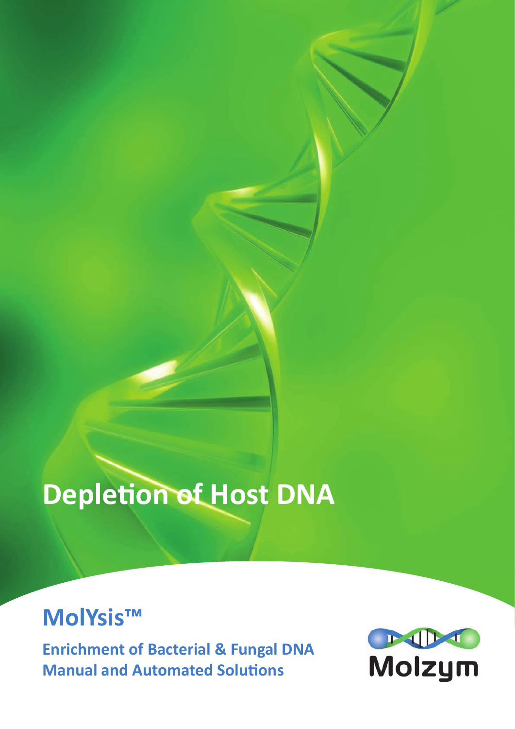# Depletion of Host DNA

## MolYsis™

**Enrichment of Bacterial & Fungal DNA**
**Manual and Automated Solutions**

Molzym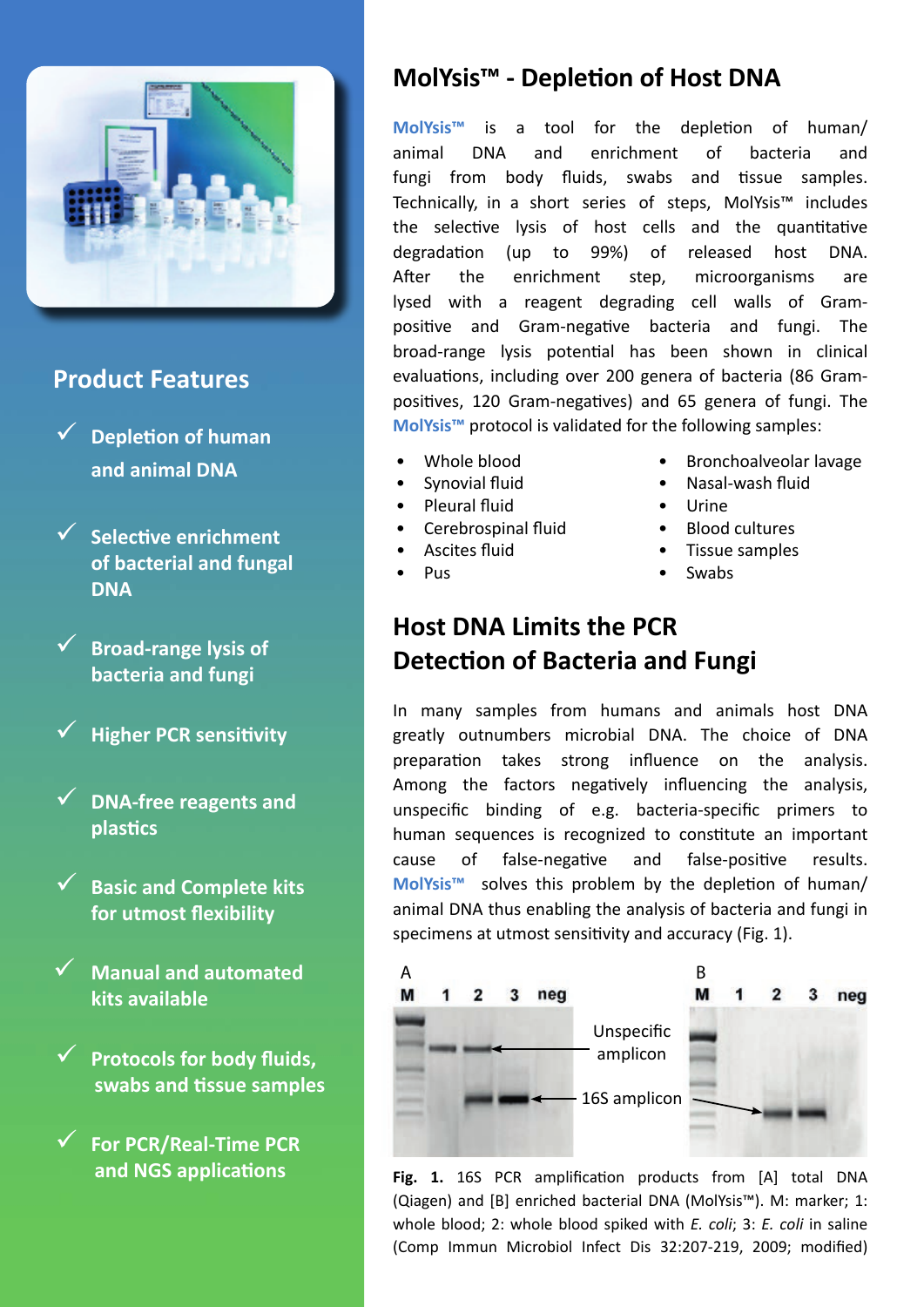## Product Features

- ✓ Depletion of human and animal DNA
- ✓ Selective enrichment of bacterial and fungal DNA
- ✓ Broad-range lysis of bacteria and fungi
- ✓ Higher PCR sensitivity
- ✓ DNA-free reagents and plastics
- ✓ Basic and Complete kits for utmost flexibility
- ✓ Manual and automated kits available
- ✓ Protocols for body fluids, swabs and tissue samples
- ✓ For PCR/Real-Time PCR and NGS applications

# MolYsis™ - Depletion of Host DNA

MolYsis™ is a tool for the depletion of human/animal DNA and enrichment of bacteria and fungi from body fluids, swabs and tissue samples. Technically, in a short series of steps, MolYsis™ includes the selective lysis of host cells and the quantitative degradation (up to 99%) of released host DNA. After the enrichment step, microorganisms are lysed with a reagent degrading cell walls of Gram-positive and Gram-negative bacteria and fungi. The broad-range lysis potential has been shown in clinical evaluations, including over 200 genera of bacteria (86 Gram-positives, 120 Gram-negatives) and 65 genera of fungi. The MolYsis™ protocol is validated for the following samples:

- Whole blood
- Synovial fluid
- Pleural fluid
- Cerebrospinal fluid
- Ascites fluid
- Pus
- Bronchoalveolar lavage
- Nasal-wash fluid
- Urine
- Blood cultures
- Tissue samples
- Swabs

## Host DNA Limits the PCR Detection of Bacteria and Fungi

In many samples from humans and animals host DNA greatly outnumbers microbial DNA. The choice of DNA preparation takes strong influence on the analysis. Among the factors negatively influencing the analysis, unspecific binding of e.g. bacteria-specific primers to human sequences is recognized to constitute an important cause of false-negative and false-positive results. MolYsis™ solves this problem by the depletion of human/animal DNA thus enabling the analysis of bacteria and fungi in specimens at utmost sensitivity and accuracy (Fig. 1).

A: M 1 2 3 neg — Unspecific amplicon — 16S amplicon
B: M 1 2 3 neg

**Fig. 1.** 16S PCR amplification products from [A] total DNA (Qiagen) and [B] enriched bacterial DNA (MolYsis™). M: marker; 1: whole blood; 2: whole blood spiked with *E. coli*; 3: *E. coli* in saline (Comp Immun Microbiol Infect Dis 32:207-219, 2009; modified)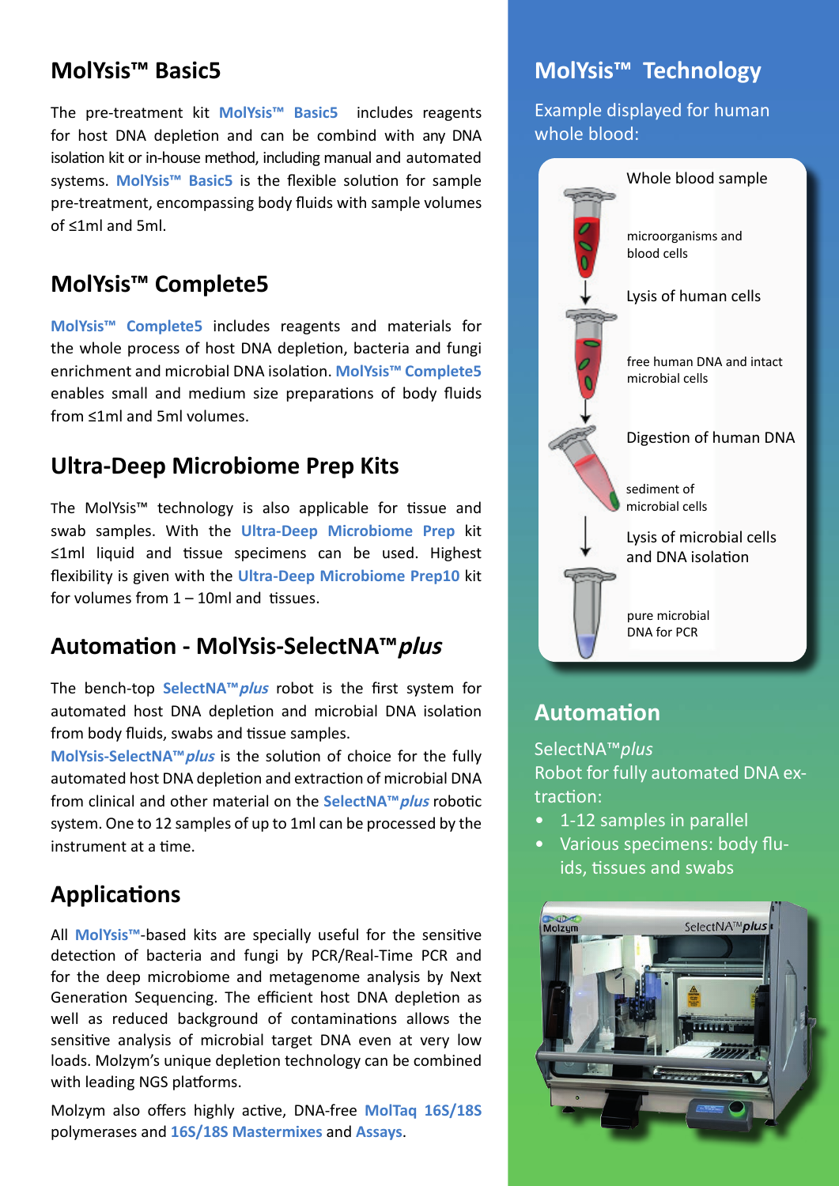## MolYsis™ Basic5

The pre-treatment kit **MolYsis™ Basic5** includes reagents for host DNA depletion and can be combind with any DNA isolation kit or in-house method, including manual and automated systems. **MolYsis™ Basic5** is the flexible solution for sample pre-treatment, encompassing body fluids with sample volumes of ≤1ml and 5ml.

## MolYsis™ Complete5

**MolYsis™ Complete5** includes reagents and materials for the whole process of host DNA depletion, bacteria and fungi enrichment and microbial DNA isolation. **MolYsis™ Complete5** enables small and medium size preparations of body fluids from ≤1ml and 5ml volumes.

## Ultra-Deep Microbiome Prep Kits

The MolYsis™ technology is also applicable for tissue and swab samples. With the **Ultra-Deep Microbiome Prep** kit ≤1ml liquid and tissue specimens can be used. Highest flexibility is given with the **Ultra-Deep Microbiome Prep10** kit for volumes from 1 – 10ml and tissues.

## Automation - MolYsis-SelectNA™*plus*

The bench-top **SelectNA™*plus*** robot is the first system for automated host DNA depletion and microbial DNA isolation from body fluids, swabs and tissue samples.

**MolYsis-SelectNA™*plus*** is the solution of choice for the fully automated host DNA depletion and extraction of microbial DNA from clinical and other material on the **SelectNA™*plus*** robotic system. One to 12 samples of up to 1ml can be processed by the instrument at a time.

## Applications

All **MolYsis™**-based kits are specially useful for the sensitive detection of bacteria and fungi by PCR/Real-Time PCR and for the deep microbiome and metagenome analysis by Next Generation Sequencing. The efficient host DNA depletion as well as reduced background of contaminations allows the sensitive analysis of microbial target DNA even at very low loads. Molzym's unique depletion technology can be combined with leading NGS platforms.

Molzym also offers highly active, DNA-free **MolTaq 16S/18S** polymerases and **16S/18S Mastermixes** and **Assays**.

## MolYsis™ Technology

Example displayed for human whole blood:

Whole blood sample

microorganisms and blood cells

Lysis of human cells

free human DNA and intact microbial cells

Digestion of human DNA

sediment of microbial cells

Lysis of microbial cells and DNA isolation

pure microbial DNA for PCR

## Automation

SelectNA™*plus*
Robot for fully automated DNA extraction:

- 1-12 samples in parallel
- Various specimens: body fluids, tissues and swabs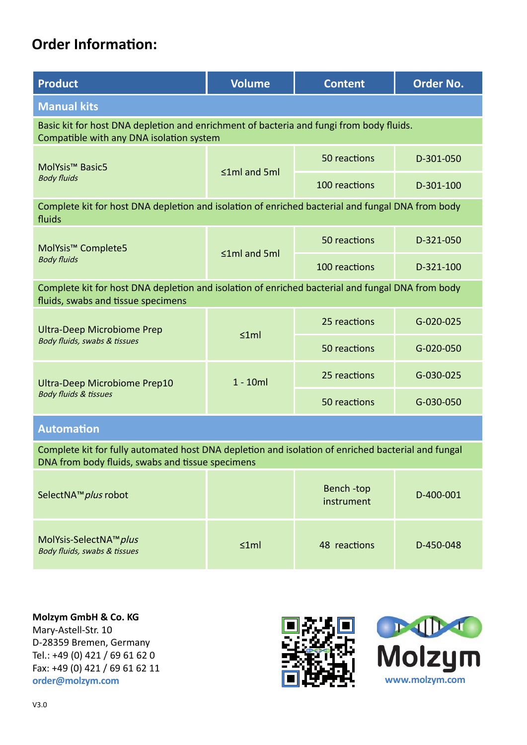## Order Information:

| Product | Volume | Content | Order No. |
|---|---|---|---|
| **Manual kits** | | | |
| Basic kit for host DNA depletion and enrichment of bacteria and fungi from body fluids. Compatible with any DNA isolation system | | | |
| MolYsis™ Basic5 *Body fluids* | ≤1ml and 5ml | 50 reactions | D-301-050 |
| | | 100 reactions | D-301-100 |
| Complete kit for host DNA depletion and isolation of enriched bacterial and fungal DNA from body fluids | | | |
| MolYsis™ Complete5 *Body fluids* | ≤1ml and 5ml | 50 reactions | D-321-050 |
| | | 100 reactions | D-321-100 |
| Complete kit for host DNA depletion and isolation of enriched bacterial and fungal DNA from body fluids, swabs and tissue specimens | | | |
| Ultra-Deep Microbiome Prep *Body fluids, swabs & tissues* | ≤1ml | 25 reactions | G-020-025 |
| | | 50 reactions | G-020-050 |
| Ultra-Deep Microbiome Prep10 *Body fluids & tissues* | 1 - 10ml | 25 reactions | G-030-025 |
| | | 50 reactions | G-030-050 |
| **Automation** | | | |
| Complete kit for fully automated host DNA depletion and isolation of enriched bacterial and fungal DNA from body fluids, swabs and tissue specimens | | | |
| SelectNA™*plus* robot | | Bench -top instrument | D-400-001 |
| MolYsis-SelectNA™*plus* *Body fluids, swabs & tissues* | ≤1ml | 48 reactions | D-450-048 |

**Molzym GmbH & Co. KG**
Mary-Astell-Str. 10
D-28359 Bremen, Germany
Tel.: +49 (0) 421 / 69 61 62 0
Fax: +49 (0) 421 / 69 61 62 11
order@molzym.com

Molzym
www.molzym.com

V3.0